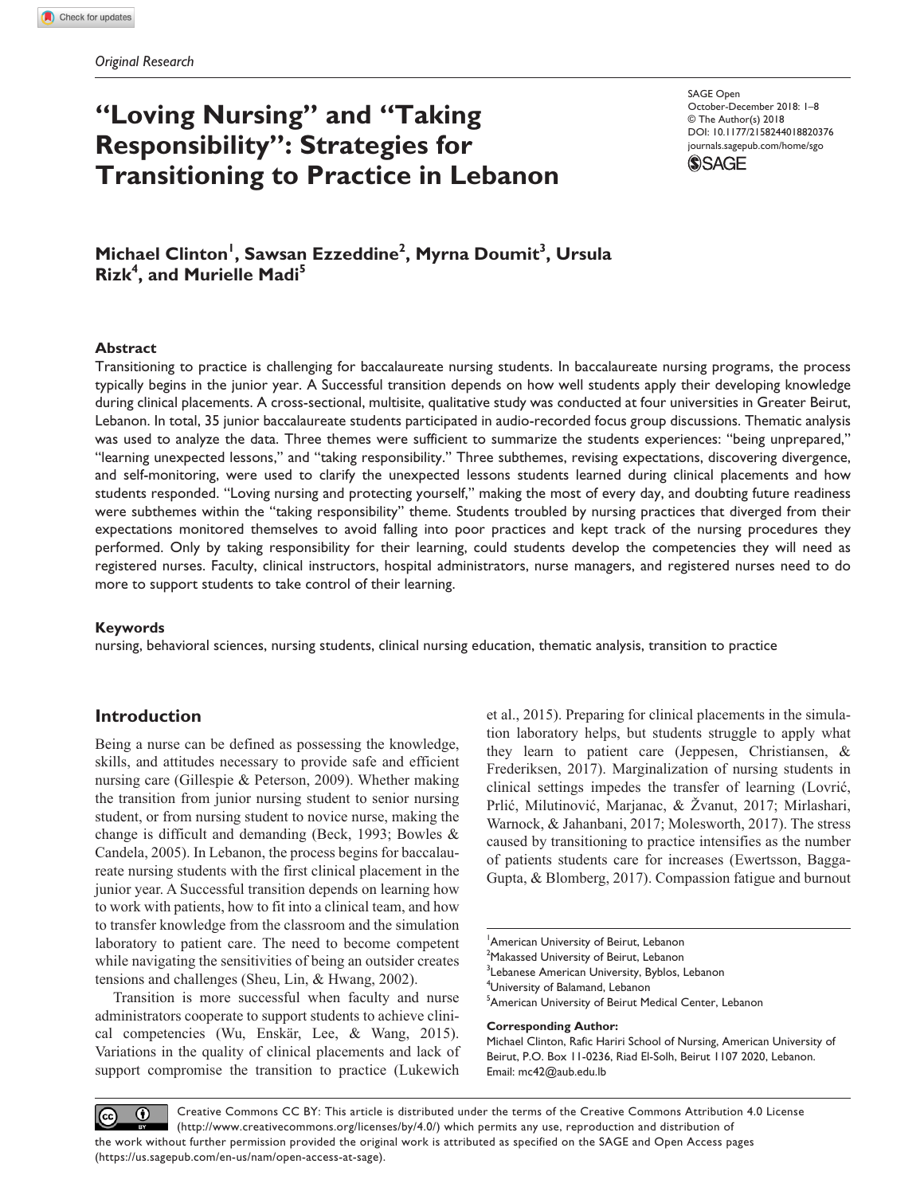*Original Research*

# "Loving Nursing" and "Taking Responsibility": Strategies for Transitioning to Practice in Lebanon

SAGE Open
October-December 2018: 1–8
© The Author(s) 2018
DOI: 10.1177/2158244018820376
journals.sagepub.com/home/sgo

**Michael Clinton[1], Sawsan Ezzeddine[2], Myrna Doumit[3], Ursula Rizk[4], and Murielle Madi[5]**

### Abstract

Transitioning to practice is challenging for baccalaureate nursing students. In baccalaureate nursing programs, the process typically begins in the junior year. A Successful transition depends on how well students apply their developing knowledge during clinical placements. A cross-sectional, multisite, qualitative study was conducted at four universities in Greater Beirut, Lebanon. In total, 35 junior baccalaureate students participated in audio-recorded focus group discussions. Thematic analysis was used to analyze the data. Three themes were sufficient to summarize the students experiences: "being unprepared," "learning unexpected lessons," and "taking responsibility." Three subthemes, revising expectations, discovering divergence, and self-monitoring, were used to clarify the unexpected lessons students learned during clinical placements and how students responded. "Loving nursing and protecting yourself," making the most of every day, and doubting future readiness were subthemes within the "taking responsibility" theme. Students troubled by nursing practices that diverged from their expectations monitored themselves to avoid falling into poor practices and kept track of the nursing procedures they performed. Only by taking responsibility for their learning, could students develop the competencies they will need as registered nurses. Faculty, clinical instructors, hospital administrators, nurse managers, and registered nurses need to do more to support students to take control of their learning.

### Keywords

nursing, behavioral sciences, nursing students, clinical nursing education, thematic analysis, transition to practice

## Introduction

Being a nurse can be defined as possessing the knowledge, skills, and attitudes necessary to provide safe and efficient nursing care (Gillespie & Peterson, 2009). Whether making the transition from junior nursing student to senior nursing student, or from nursing student to novice nurse, making the change is difficult and demanding (Beck, 1993; Bowles & Candela, 2005). In Lebanon, the process begins for baccalaureate nursing students with the first clinical placement in the junior year. A Successful transition depends on learning how to work with patients, how to fit into a clinical team, and how to transfer knowledge from the classroom and the simulation laboratory to patient care. The need to become competent while navigating the sensitivities of being an outsider creates tensions and challenges (Sheu, Lin, & Hwang, 2002).

Transition is more successful when faculty and nurse administrators cooperate to support students to achieve clinical competencies (Wu, Enskär, Lee, & Wang, 2015). Variations in the quality of clinical placements and lack of support compromise the transition to practice (Lukewich et al., 2015). Preparing for clinical placements in the simulation laboratory helps, but students struggle to apply what they learn to patient care (Jeppesen, Christiansen, & Frederiksen, 2017). Marginalization of nursing students in clinical settings impedes the transfer of learning (Lovrić, Prlić, Milutinović, Marjanac, & Žvanut, 2017; Mirlashari, Warnock, & Jahanbani, 2017; Molesworth, 2017). The stress caused by transitioning to practice intensifies as the number of patients students care for increases (Ewertsson, Bagga-Gupta, & Blomberg, 2017). Compassion fatigue and burnout

[1]American University of Beirut, Lebanon
[2]Makassed University of Beirut, Lebanon
[3]Lebanese American University, Byblos, Lebanon
[4]University of Balamand, Lebanon
[5]American University of Beirut Medical Center, Lebanon

**Corresponding Author:**
Michael Clinton, Rafic Hariri School of Nursing, American University of Beirut, P.O. Box 11-0236, Riad El-Solh, Beirut 1107 2020, Lebanon.
Email: mc42@aub.edu.lb

Creative Commons CC BY: This article is distributed under the terms of the Creative Commons Attribution 4.0 License (http://www.creativecommons.org/licenses/by/4.0/) which permits any use, reproduction and distribution of the work without further permission provided the original work is attributed as specified on the SAGE and Open Access pages (https://us.sagepub.com/en-us/nam/open-access-at-sage).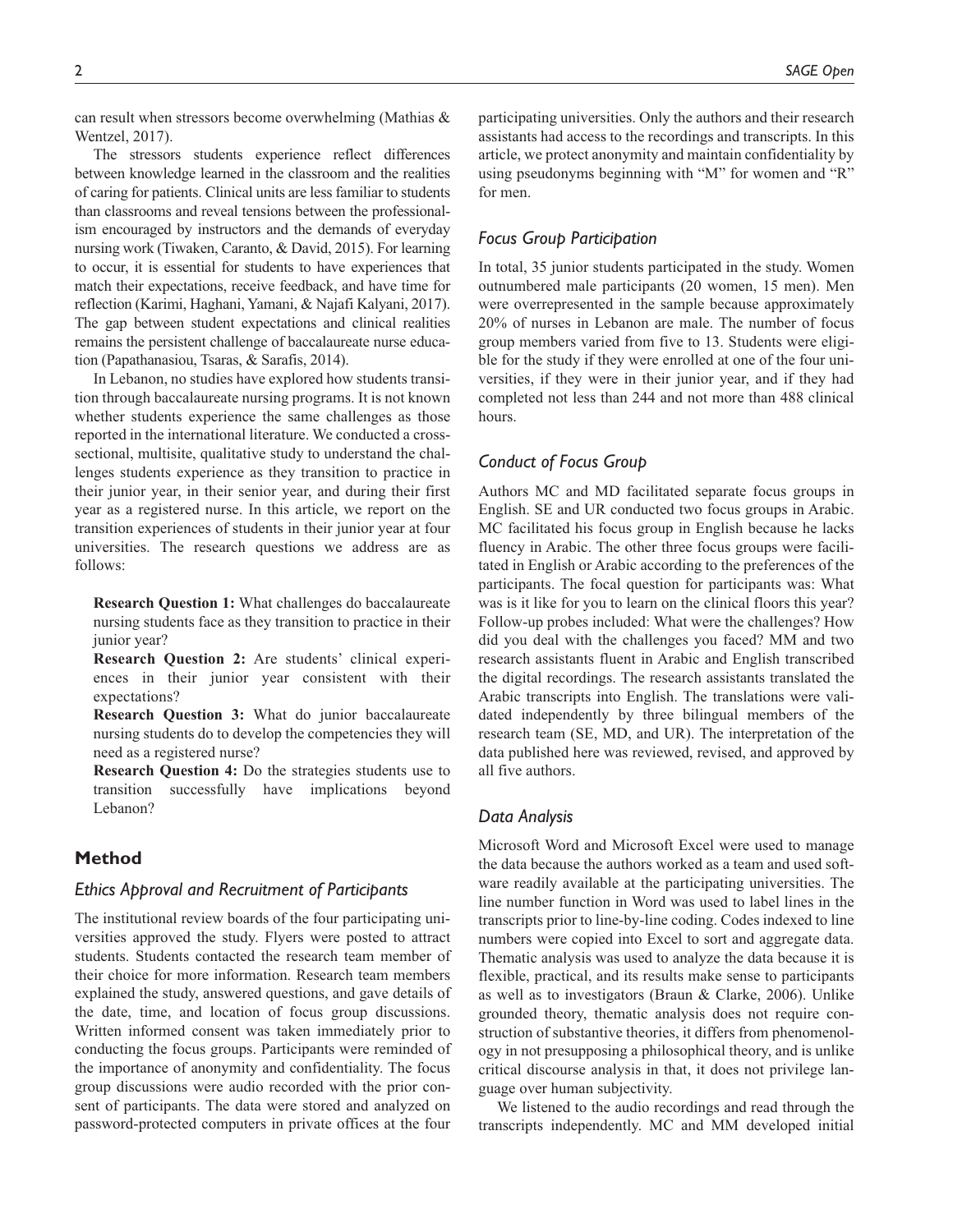can result when stressors become overwhelming (Mathias & Wentzel, 2017).

The stressors students experience reflect differences between knowledge learned in the classroom and the realities of caring for patients. Clinical units are less familiar to students than classrooms and reveal tensions between the professionalism encouraged by instructors and the demands of everyday nursing work (Tiwaken, Caranto, & David, 2015). For learning to occur, it is essential for students to have experiences that match their expectations, receive feedback, and have time for reflection (Karimi, Haghani, Yamani, & Najafi Kalyani, 2017). The gap between student expectations and clinical realities remains the persistent challenge of baccalaureate nurse education (Papathanasiou, Tsaras, & Sarafis, 2014).

In Lebanon, no studies have explored how students transition through baccalaureate nursing programs. It is not known whether students experience the same challenges as those reported in the international literature. We conducted a cross-sectional, multisite, qualitative study to understand the challenges students experience as they transition to practice in their junior year, in their senior year, and during their first year as a registered nurse. In this article, we report on the transition experiences of students in their junior year at four universities. The research questions we address are as follows:

> **Research Question 1:** What challenges do baccalaureate nursing students face as they transition to practice in their junior year?
>
> **Research Question 2:** Are students' clinical experiences in their junior year consistent with their expectations?
>
> **Research Question 3:** What do junior baccalaureate nursing students do to develop the competencies they will need as a registered nurse?
>
> **Research Question 4:** Do the strategies students use to transition successfully have implications beyond Lebanon?

## Method

### Ethics Approval and Recruitment of Participants

The institutional review boards of the four participating universities approved the study. Flyers were posted to attract students. Students contacted the research team member of their choice for more information. Research team members explained the study, answered questions, and gave details of the date, time, and location of focus group discussions. Written informed consent was taken immediately prior to conducting the focus groups. Participants were reminded of the importance of anonymity and confidentiality. The focus group discussions were audio recorded with the prior consent of participants. The data were stored and analyzed on password-protected computers in private offices at the four participating universities. Only the authors and their research assistants had access to the recordings and transcripts. In this article, we protect anonymity and maintain confidentiality by using pseudonyms beginning with "M" for women and "R" for men.

### Focus Group Participation

In total, 35 junior students participated in the study. Women outnumbered male participants (20 women, 15 men). Men were overrepresented in the sample because approximately 20% of nurses in Lebanon are male. The number of focus group members varied from five to 13. Students were eligible for the study if they were enrolled at one of the four universities, if they were in their junior year, and if they had completed not less than 244 and not more than 488 clinical hours.

### Conduct of Focus Group

Authors MC and MD facilitated separate focus groups in English. SE and UR conducted two focus groups in Arabic. MC facilitated his focus group in English because he lacks fluency in Arabic. The other three focus groups were facilitated in English or Arabic according to the preferences of the participants. The focal question for participants was: What was is it like for you to learn on the clinical floors this year? Follow-up probes included: What were the challenges? How did you deal with the challenges you faced? MM and two research assistants fluent in Arabic and English transcribed the digital recordings. The research assistants translated the Arabic transcripts into English. The translations were validated independently by three bilingual members of the research team (SE, MD, and UR). The interpretation of the data published here was reviewed, revised, and approved by all five authors.

### Data Analysis

Microsoft Word and Microsoft Excel were used to manage the data because the authors worked as a team and used software readily available at the participating universities. The line number function in Word was used to label lines in the transcripts prior to line-by-line coding. Codes indexed to line numbers were copied into Excel to sort and aggregate data. Thematic analysis was used to analyze the data because it is flexible, practical, and its results make sense to participants as well as to investigators (Braun & Clarke, 2006). Unlike grounded theory, thematic analysis does not require construction of substantive theories, it differs from phenomenology in not presupposing a philosophical theory, and is unlike critical discourse analysis in that, it does not privilege language over human subjectivity.

We listened to the audio recordings and read through the transcripts independently. MC and MM developed initial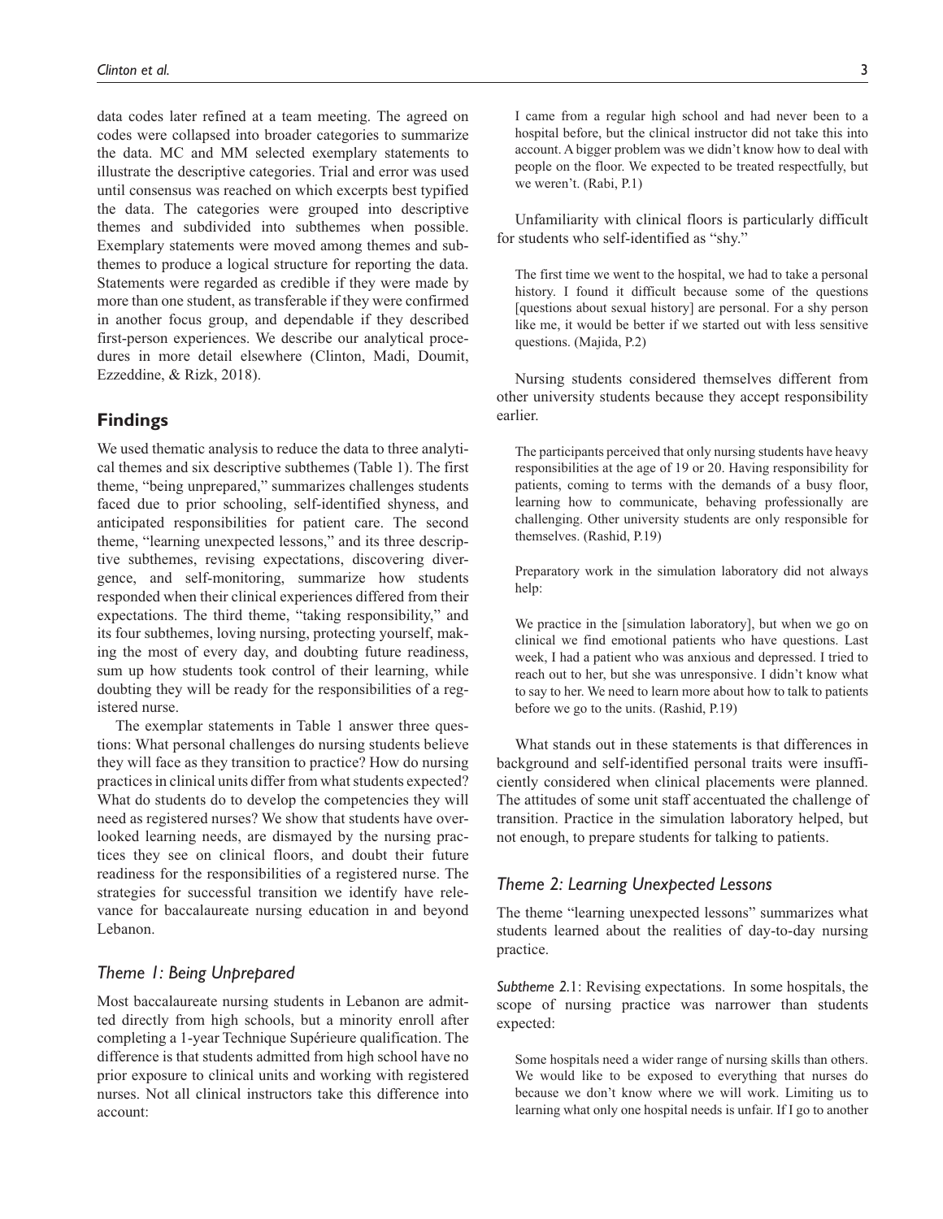data codes later refined at a team meeting. The agreed on codes were collapsed into broader categories to summarize the data. MC and MM selected exemplary statements to illustrate the descriptive categories. Trial and error was used until consensus was reached on which excerpts best typified the data. The categories were grouped into descriptive themes and subdivided into subthemes when possible. Exemplary statements were moved among themes and subthemes to produce a logical structure for reporting the data. Statements were regarded as credible if they were made by more than one student, as transferable if they were confirmed in another focus group, and dependable if they described first-person experiences. We describe our analytical procedures in more detail elsewhere (Clinton, Madi, Doumit, Ezzeddine, & Rizk, 2018).

## Findings

We used thematic analysis to reduce the data to three analytical themes and six descriptive subthemes (Table 1). The first theme, "being unprepared," summarizes challenges students faced due to prior schooling, self-identified shyness, and anticipated responsibilities for patient care. The second theme, "learning unexpected lessons," and its three descriptive subthemes, revising expectations, discovering divergence, and self-monitoring, summarize how students responded when their clinical experiences differed from their expectations. The third theme, "taking responsibility," and its four subthemes, loving nursing, protecting yourself, making the most of every day, and doubting future readiness, sum up how students took control of their learning, while doubting they will be ready for the responsibilities of a registered nurse.

The exemplar statements in Table 1 answer three questions: What personal challenges do nursing students believe they will face as they transition to practice? How do nursing practices in clinical units differ from what students expected? What do students do to develop the competencies they will need as registered nurses? We show that students have overlooked learning needs, are dismayed by the nursing practices they see on clinical floors, and doubt their future readiness for the responsibilities of a registered nurse. The strategies for successful transition we identify have relevance for baccalaureate nursing education in and beyond Lebanon.

### *Theme 1: Being Unprepared*

Most baccalaureate nursing students in Lebanon are admitted directly from high schools, but a minority enroll after completing a 1-year Technique Supérieure qualification. The difference is that students admitted from high school have no prior exposure to clinical units and working with registered nurses. Not all clinical instructors take this difference into account:

> I came from a regular high school and had never been to a hospital before, but the clinical instructor did not take this into account. A bigger problem was we didn't know how to deal with people on the floor. We expected to be treated respectfully, but we weren't. (Rabi, P.1)

Unfamiliarity with clinical floors is particularly difficult for students who self-identified as "shy."

> The first time we went to the hospital, we had to take a personal history. I found it difficult because some of the questions [questions about sexual history] are personal. For a shy person like me, it would be better if we started out with less sensitive questions. (Majida, P.2)

Nursing students considered themselves different from other university students because they accept responsibility earlier.

> The participants perceived that only nursing students have heavy responsibilities at the age of 19 or 20. Having responsibility for patients, coming to terms with the demands of a busy floor, learning how to communicate, behaving professionally are challenging. Other university students are only responsible for themselves. (Rashid, P.19)

> Preparatory work in the simulation laboratory did not always help:

> We practice in the [simulation laboratory], but when we go on clinical we find emotional patients who have questions. Last week, I had a patient who was anxious and depressed. I tried to reach out to her, but she was unresponsive. I didn't know what to say to her. We need to learn more about how to talk to patients before we go to the units. (Rashid, P.19)

What stands out in these statements is that differences in background and self-identified personal traits were insufficiently considered when clinical placements were planned. The attitudes of some unit staff accentuated the challenge of transition. Practice in the simulation laboratory helped, but not enough, to prepare students for talking to patients.

### *Theme 2: Learning Unexpected Lessons*

The theme "learning unexpected lessons" summarizes what students learned about the realities of day-to-day nursing practice.

*Subtheme 2.1*: Revising expectations. In some hospitals, the scope of nursing practice was narrower than students expected:

> Some hospitals need a wider range of nursing skills than others. We would like to be exposed to everything that nurses do because we don't know where we will work. Limiting us to learning what only one hospital needs is unfair. If I go to another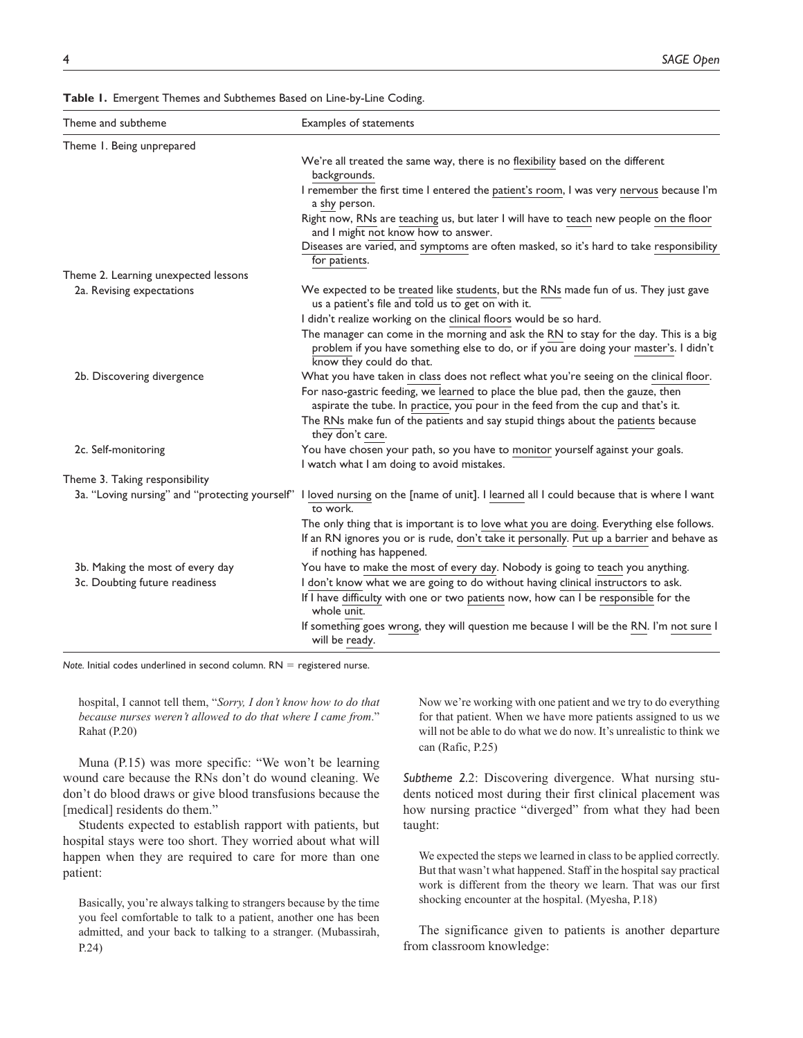**Table 1.** Emergent Themes and Subthemes Based on Line-by-Line Coding.

| Theme and subtheme | Examples of statements |
|---|---|
| Theme 1. Being unprepared | |
| | We're all treated the same way, there is no flexibility based on the different backgrounds. |
| | I remember the first time I entered the patient's room, I was very nervous because I'm a shy person. |
| | Right now, RNs are teaching us, but later I will have to teach new people on the floor and I might not know how to answer. |
| | Diseases are varied, and symptoms are often masked, so it's hard to take responsibility for patients. |
| Theme 2. Learning unexpected lessons | |
| 2a. Revising expectations | We expected to be treated like students, but the RNs made fun of us. They just gave us a patient's file and told us to get on with it. |
| | I didn't realize working on the clinical floors would be so hard. |
| | The manager can come in the morning and ask the RN to stay for the day. This is a big problem if you have something else to do, or if you are doing your master's. I didn't know they could do that. |
| 2b. Discovering divergence | What you have taken in class does not reflect what you're seeing on the clinical floor. |
| | For naso-gastric feeding, we learned to place the blue pad, then the gauze, then aspirate the tube. In practice, you pour in the feed from the cup and that's it. |
| | The RNs make fun of the patients and say stupid things about the patients because they don't care. |
| 2c. Self-monitoring | You have chosen your path, so you have to monitor yourself against your goals. |
| | I watch what I am doing to avoid mistakes. |
| Theme 3. Taking responsibility | |
| 3a. "Loving nursing" and "protecting yourself" | I loved nursing on the [name of unit]. I learned all I could because that is where I want to work. |
| | The only thing that is important is to love what you are doing. Everything else follows. |
| | If an RN ignores you or is rude, don't take it personally. Put up a barrier and behave as if nothing has happened. |
| 3b. Making the most of every day | You have to make the most of every day. Nobody is going to teach you anything. |
| 3c. Doubting future readiness | I don't know what we are going to do without having clinical instructors to ask. |
| | If I have difficulty with one or two patients now, how can I be responsible for the whole unit. |
| | If something goes wrong, they will question me because I will be the RN. I'm not sure I will be ready. |

*Note.* Initial codes underlined in second column. RN = registered nurse.

> hospital, I cannot tell them, "*Sorry, I don't know how to do that because nurses weren't allowed to do that where I came from*." Rahat (P.20)

Muna (P.15) was more specific: "We won't be learning wound care because the RNs don't do wound cleaning. We don't do blood draws or give blood transfusions because the [medical] residents do them."

Students expected to establish rapport with patients, but hospital stays were too short. They worried about what will happen when they are required to care for more than one patient:

> Basically, you're always talking to strangers because by the time you feel comfortable to talk to a patient, another one has been admitted, and your back to talking to a stranger. (Mubassirah, P.24)

> Now we're working with one patient and we try to do everything for that patient. When we have more patients assigned to us we will not be able to do what we do now. It's unrealistic to think we can (Rafic, P.25)

*Subtheme 2.2*: Discovering divergence. What nursing students noticed most during their first clinical placement was how nursing practice "diverged" from what they had been taught:

> We expected the steps we learned in class to be applied correctly. But that wasn't what happened. Staff in the hospital say practical work is different from the theory we learn. That was our first shocking encounter at the hospital. (Myesha, P.18)

The significance given to patients is another departure from classroom knowledge: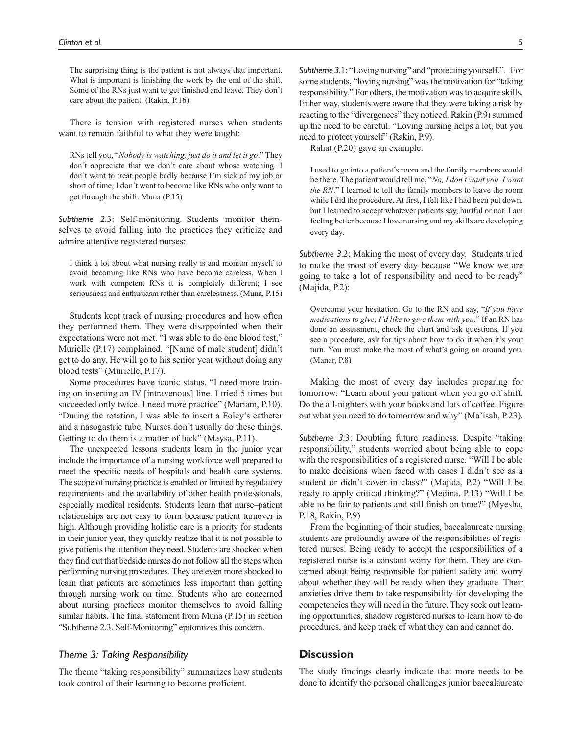> The surprising thing is the patient is not always that important. What is important is finishing the work by the end of the shift. Some of the RNs just want to get finished and leave. They don't care about the patient. (Rakin, P.16)

There is tension with registered nurses when students want to remain faithful to what they were taught:

> RNs tell you, "*Nobody is watching, just do it and let it go*." They don't appreciate that we don't care about whose watching. I don't want to treat people badly because I'm sick of my job or short of time, I don't want to become like RNs who only want to get through the shift. Muna (P.15)

*Subtheme 2.3*: Self-monitoring. Students monitor themselves to avoid falling into the practices they criticize and admire attentive registered nurses:

> I think a lot about what nursing really is and monitor myself to avoid becoming like RNs who have become careless. When I work with competent RNs it is completely different; I see seriousness and enthusiasm rather than carelessness. (Muna, P.15)

Students kept track of nursing procedures and how often they performed them. They were disappointed when their expectations were not met. "I was able to do one blood test," Murielle (P.17) complained. "[Name of male student] didn't get to do any. He will go to his senior year without doing any blood tests" (Murielle, P.17).

Some procedures have iconic status. "I need more training on inserting an IV [intravenous] line. I tried 5 times but succeeded only twice. I need more practice" (Mariam, P.10). "During the rotation, I was able to insert a Foley's catheter and a nasogastric tube. Nurses don't usually do these things. Getting to do them is a matter of luck" (Maysa, P.11).

The unexpected lessons students learn in the junior year include the importance of a nursing workforce well prepared to meet the specific needs of hospitals and health care systems. The scope of nursing practice is enabled or limited by regulatory requirements and the availability of other health professionals, especially medical residents. Students learn that nurse–patient relationships are not easy to form because patient turnover is high. Although providing holistic care is a priority for students in their junior year, they quickly realize that it is not possible to give patients the attention they need. Students are shocked when they find out that bedside nurses do not follow all the steps when performing nursing procedures. They are even more shocked to learn that patients are sometimes less important than getting through nursing work on time. Students who are concerned about nursing practices monitor themselves to avoid falling similar habits. The final statement from Muna (P.15) in section "Subtheme 2.3. Self-Monitoring" epitomizes this concern.

### *Theme 3: Taking Responsibility*

The theme "taking responsibility" summarizes how students took control of their learning to become proficient.

*Subtheme 3.1*: "Loving nursing" and "protecting yourself.". For some students, "loving nursing" was the motivation for "taking responsibility." For others, the motivation was to acquire skills. Either way, students were aware that they were taking a risk by reacting to the "divergences" they noticed. Rakin (P.9) summed up the need to be careful. "Loving nursing helps a lot, but you need to protect yourself" (Rakin, P.9).

Rahat (P.20) gave an example:

> I used to go into a patient's room and the family members would be there. The patient would tell me, "*No, I don't want you, I want the RN*." I learned to tell the family members to leave the room while I did the procedure. At first, I felt like I had been put down, but I learned to accept whatever patients say, hurtful or not. I am feeling better because I love nursing and my skills are developing every day.

*Subtheme 3.2*: Making the most of every day. Students tried to make the most of every day because "We know we are going to take a lot of responsibility and need to be ready" (Majida, P.2):

> Overcome your hesitation. Go to the RN and say, "*If you have medications to give, I'd like to give them with you*." If an RN has done an assessment, check the chart and ask questions. If you see a procedure, ask for tips about how to do it when it's your turn. You must make the most of what's going on around you. (Manar, P.8)

Making the most of every day includes preparing for tomorrow: "Learn about your patient when you go off shift. Do the all-nighters with your books and lots of coffee. Figure out what you need to do tomorrow and why" (Ma'isah, P.23).

*Subtheme 3.3*: Doubting future readiness. Despite "taking responsibility," students worried about being able to cope with the responsibilities of a registered nurse. "Will I be able to make decisions when faced with cases I didn't see as a student or didn't cover in class?" (Majida, P.2) "Will I be ready to apply critical thinking?" (Medina, P.13) "Will I be able to be fair to patients and still finish on time?" (Myesha, P.18, Rakin, P.9)

From the beginning of their studies, baccalaureate nursing students are profoundly aware of the responsibilities of registered nurses. Being ready to accept the responsibilities of a registered nurse is a constant worry for them. They are concerned about being responsible for patient safety and worry about whether they will be ready when they graduate. Their anxieties drive them to take responsibility for developing the competencies they will need in the future. They seek out learning opportunities, shadow registered nurses to learn how to do procedures, and keep track of what they can and cannot do.

## Discussion

The study findings clearly indicate that more needs to be done to identify the personal challenges junior baccalaureate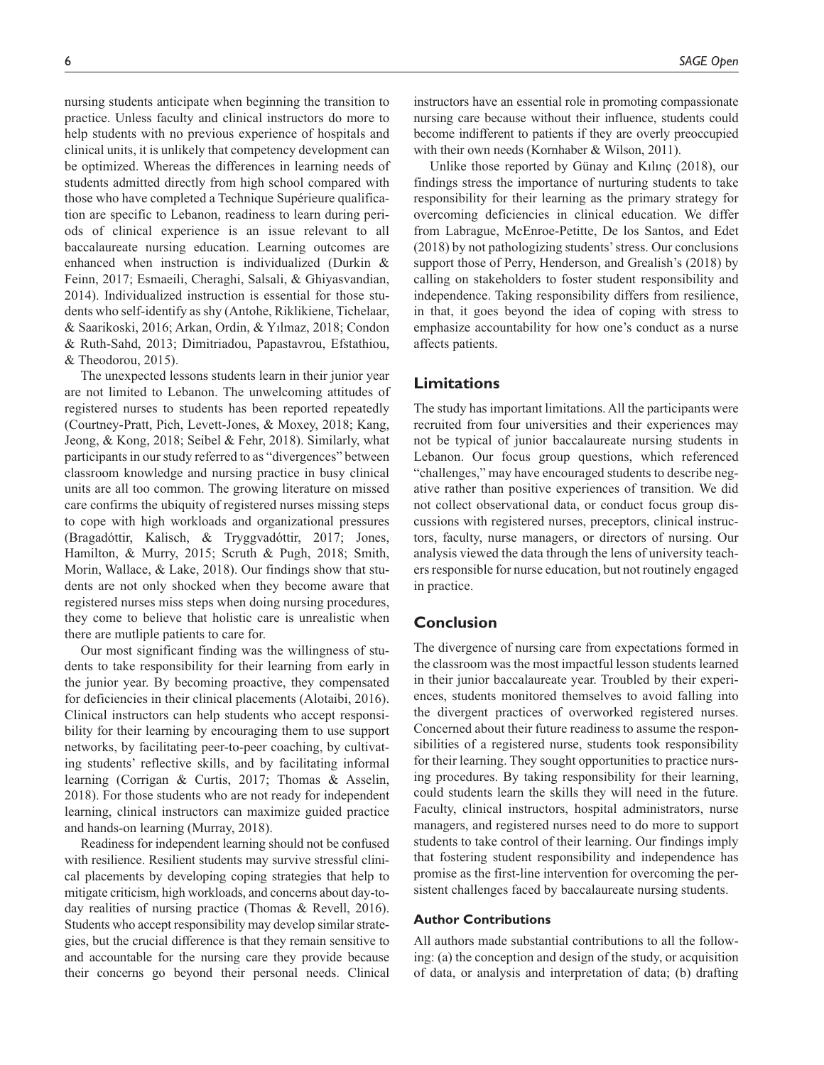nursing students anticipate when beginning the transition to practice. Unless faculty and clinical instructors do more to help students with no previous experience of hospitals and clinical units, it is unlikely that competency development can be optimized. Whereas the differences in learning needs of students admitted directly from high school compared with those who have completed a Technique Supérieure qualification are specific to Lebanon, readiness to learn during periods of clinical experience is an issue relevant to all baccalaureate nursing education. Learning outcomes are enhanced when instruction is individualized (Durkin & Feinn, 2017; Esmaeili, Cheraghi, Salsali, & Ghiyasvandian, 2014). Individualized instruction is essential for those students who self-identify as shy (Antohe, Riklikiene, Tichelaar, & Saarikoski, 2016; Arkan, Ordin, & Yılmaz, 2018; Condon & Ruth-Sahd, 2013; Dimitriadou, Papastavrou, Efstathiou, & Theodorou, 2015).

The unexpected lessons students learn in their junior year are not limited to Lebanon. The unwelcoming attitudes of registered nurses to students has been reported repeatedly (Courtney-Pratt, Pich, Levett-Jones, & Moxey, 2018; Kang, Jeong, & Kong, 2018; Seibel & Fehr, 2018). Similarly, what participants in our study referred to as "divergences" between classroom knowledge and nursing practice in busy clinical units are all too common. The growing literature on missed care confirms the ubiquity of registered nurses missing steps to cope with high workloads and organizational pressures (Bragadóttir, Kalisch, & Tryggvadóttir, 2017; Jones, Hamilton, & Murry, 2015; Scruth & Pugh, 2018; Smith, Morin, Wallace, & Lake, 2018). Our findings show that students are not only shocked when they become aware that registered nurses miss steps when doing nursing procedures, they come to believe that holistic care is unrealistic when there are mutliple patients to care for.

Our most significant finding was the willingness of students to take responsibility for their learning from early in the junior year. By becoming proactive, they compensated for deficiencies in their clinical placements (Alotaibi, 2016). Clinical instructors can help students who accept responsibility for their learning by encouraging them to use support networks, by facilitating peer-to-peer coaching, by cultivating students' reflective skills, and by facilitating informal learning (Corrigan & Curtis, 2017; Thomas & Asselin, 2018). For those students who are not ready for independent learning, clinical instructors can maximize guided practice and hands-on learning (Murray, 2018).

Readiness for independent learning should not be confused with resilience. Resilient students may survive stressful clinical placements by developing coping strategies that help to mitigate criticism, high workloads, and concerns about day-to-day realities of nursing practice (Thomas & Revell, 2016). Students who accept responsibility may develop similar strategies, but the crucial difference is that they remain sensitive to and accountable for the nursing care they provide because their concerns go beyond their personal needs. Clinical instructors have an essential role in promoting compassionate nursing care because without their influence, students could become indifferent to patients if they are overly preoccupied with their own needs (Kornhaber & Wilson, 2011).

Unlike those reported by Günay and Kılınç (2018), our findings stress the importance of nurturing students to take responsibility for their learning as the primary strategy for overcoming deficiencies in clinical education. We differ from Labrague, McEnroe-Petitte, De los Santos, and Edet (2018) by not pathologizing students' stress. Our conclusions support those of Perry, Henderson, and Grealish's (2018) by calling on stakeholders to foster student responsibility and independence. Taking responsibility differs from resilience, in that, it goes beyond the idea of coping with stress to emphasize accountability for how one's conduct as a nurse affects patients.

## Limitations

The study has important limitations. All the participants were recruited from four universities and their experiences may not be typical of junior baccalaureate nursing students in Lebanon. Our focus group questions, which referenced "challenges," may have encouraged students to describe negative rather than positive experiences of transition. We did not collect observational data, or conduct focus group discussions with registered nurses, preceptors, clinical instructors, faculty, nurse managers, or directors of nursing. Our analysis viewed the data through the lens of university teachers responsible for nurse education, but not routinely engaged in practice.

## Conclusion

The divergence of nursing care from expectations formed in the classroom was the most impactful lesson students learned in their junior baccalaureate year. Troubled by their experiences, students monitored themselves to avoid falling into the divergent practices of overworked registered nurses. Concerned about their future readiness to assume the responsibilities of a registered nurse, students took responsibility for their learning. They sought opportunities to practice nursing procedures. By taking responsibility for their learning, could students learn the skills they will need in the future. Faculty, clinical instructors, hospital administrators, nurse managers, and registered nurses need to do more to support students to take control of their learning. Our findings imply that fostering student responsibility and independence has promise as the first-line intervention for overcoming the persistent challenges faced by baccalaureate nursing students.

### Author Contributions

All authors made substantial contributions to all the following: (a) the conception and design of the study, or acquisition of data, or analysis and interpretation of data; (b) drafting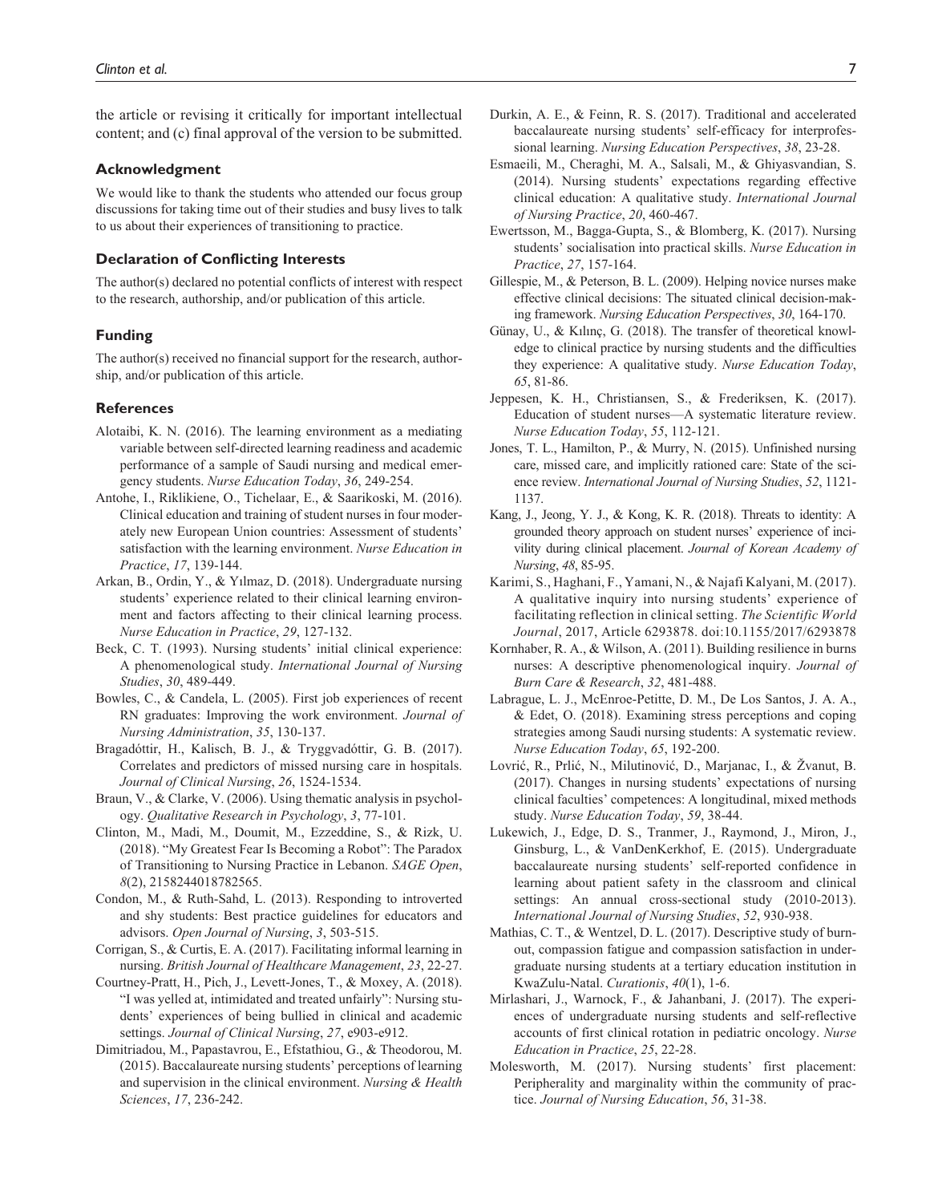the article or revising it critically for important intellectual content; and (c) final approval of the version to be submitted.

### Acknowledgment

We would like to thank the students who attended our focus group discussions for taking time out of their studies and busy lives to talk to us about their experiences of transitioning to practice.

### Declaration of Conflicting Interests

The author(s) declared no potential conflicts of interest with respect to the research, authorship, and/or publication of this article.

### Funding

The author(s) received no financial support for the research, authorship, and/or publication of this article.

### References

Alotaibi, K. N. (2016). The learning environment as a mediating variable between self-directed learning readiness and academic performance of a sample of Saudi nursing and medical emergency students. *Nurse Education Today*, *36*, 249-254.

Antohe, I., Riklikiene, O., Tichelaar, E., & Saarikoski, M. (2016). Clinical education and training of student nurses in four moderately new European Union countries: Assessment of students' satisfaction with the learning environment. *Nurse Education in Practice*, *17*, 139-144.

Arkan, B., Ordin, Y., & Yılmaz, D. (2018). Undergraduate nursing students' experience related to their clinical learning environment and factors affecting to their clinical learning process. *Nurse Education in Practice*, *29*, 127-132.

Beck, C. T. (1993). Nursing students' initial clinical experience: A phenomenological study. *International Journal of Nursing Studies*, *30*, 489-449.

Bowles, C., & Candela, L. (2005). First job experiences of recent RN graduates: Improving the work environment. *Journal of Nursing Administration*, *35*, 130-137.

Bragadóttir, H., Kalisch, B. J., & Tryggvadóttir, G. B. (2017). Correlates and predictors of missed nursing care in hospitals. *Journal of Clinical Nursing*, *26*, 1524-1534.

Braun, V., & Clarke, V. (2006). Using thematic analysis in psychology. *Qualitative Research in Psychology*, *3*, 77-101.

Clinton, M., Madi, M., Doumit, M., Ezzeddine, S., & Rizk, U. (2018). "My Greatest Fear Is Becoming a Robot": The Paradox of Transitioning to Nursing Practice in Lebanon. *SAGE Open*, *8*(2), 2158244018782565.

Condon, M., & Ruth-Sahd, L. (2013). Responding to introverted and shy students: Best practice guidelines for educators and advisors. *Open Journal of Nursing*, *3*, 503-515.

Corrigan, S., & Curtis, E. A. (2017). Facilitating informal learning in nursing. *British Journal of Healthcare Management*, *23*, 22-27.

Courtney-Pratt, H., Pich, J., Levett-Jones, T., & Moxey, A. (2018). "I was yelled at, intimidated and treated unfairly": Nursing students' experiences of being bullied in clinical and academic settings. *Journal of Clinical Nursing*, *27*, e903-e912.

Dimitriadou, M., Papastavrou, E., Efstathiou, G., & Theodorou, M. (2015). Baccalaureate nursing students' perceptions of learning and supervision in the clinical environment. *Nursing & Health Sciences*, *17*, 236-242.

Durkin, A. E., & Feinn, R. S. (2017). Traditional and accelerated baccalaureate nursing students' self-efficacy for interprofessional learning. *Nursing Education Perspectives*, *38*, 23-28.

Esmaeili, M., Cheraghi, M. A., Salsali, M., & Ghiyasvandian, S. (2014). Nursing students' expectations regarding effective clinical education: A qualitative study. *International Journal of Nursing Practice*, *20*, 460-467.

Ewertsson, M., Bagga-Gupta, S., & Blomberg, K. (2017). Nursing students' socialisation into practical skills. *Nurse Education in Practice*, *27*, 157-164.

Gillespie, M., & Peterson, B. L. (2009). Helping novice nurses make effective clinical decisions: The situated clinical decision-making framework. *Nursing Education Perspectives*, *30*, 164-170.

Günay, U., & Kılınç, G. (2018). The transfer of theoretical knowledge to clinical practice by nursing students and the difficulties they experience: A qualitative study. *Nurse Education Today*, *65*, 81-86.

Jeppesen, K. H., Christiansen, S., & Frederiksen, K. (2017). Education of student nurses—A systematic literature review. *Nurse Education Today*, *55*, 112-121.

Jones, T. L., Hamilton, P., & Murry, N. (2015). Unfinished nursing care, missed care, and implicitly rationed care: State of the science review. *International Journal of Nursing Studies*, *52*, 1121-1137.

Kang, J., Jeong, Y. J., & Kong, K. R. (2018). Threats to identity: A grounded theory approach on student nurses' experience of incivility during clinical placement. *Journal of Korean Academy of Nursing*, *48*, 85-95.

Karimi, S., Haghani, F., Yamani, N., & Najafi Kalyani, M. (2017). A qualitative inquiry into nursing students' experience of facilitating reflection in clinical setting. *The Scientific World Journal*, 2017, Article 6293878. doi:10.1155/2017/6293878

Kornhaber, R. A., & Wilson, A. (2011). Building resilience in burns nurses: A descriptive phenomenological inquiry. *Journal of Burn Care & Research*, *32*, 481-488.

Labrague, L. J., McEnroe-Petitte, D. M., De Los Santos, J. A. A., & Edet, O. (2018). Examining stress perceptions and coping strategies among Saudi nursing students: A systematic review. *Nurse Education Today*, *65*, 192-200.

Lovrić, R., Prlić, N., Milutinović, D., Marjanac, I., & Žvanut, B. (2017). Changes in nursing students' expectations of nursing clinical faculties' competences: A longitudinal, mixed methods study. *Nurse Education Today*, *59*, 38-44.

Lukewich, J., Edge, D. S., Tranmer, J., Raymond, J., Miron, J., Ginsburg, L., & VanDenKerkhof, E. (2015). Undergraduate baccalaureate nursing students' self-reported confidence in learning about patient safety in the classroom and clinical settings: An annual cross-sectional study (2010-2013). *International Journal of Nursing Studies*, *52*, 930-938.

Mathias, C. T., & Wentzel, D. L. (2017). Descriptive study of burnout, compassion fatigue and compassion satisfaction in undergraduate nursing students at a tertiary education institution in KwaZulu-Natal. *Curationis*, *40*(1), 1-6.

Mirlashari, J., Warnock, F., & Jahanbani, J. (2017). The experiences of undergraduate nursing students and self-reflective accounts of first clinical rotation in pediatric oncology. *Nurse Education in Practice*, *25*, 22-28.

Molesworth, M. (2017). Nursing students' first placement: Peripherality and marginality within the community of practice. *Journal of Nursing Education*, *56*, 31-38.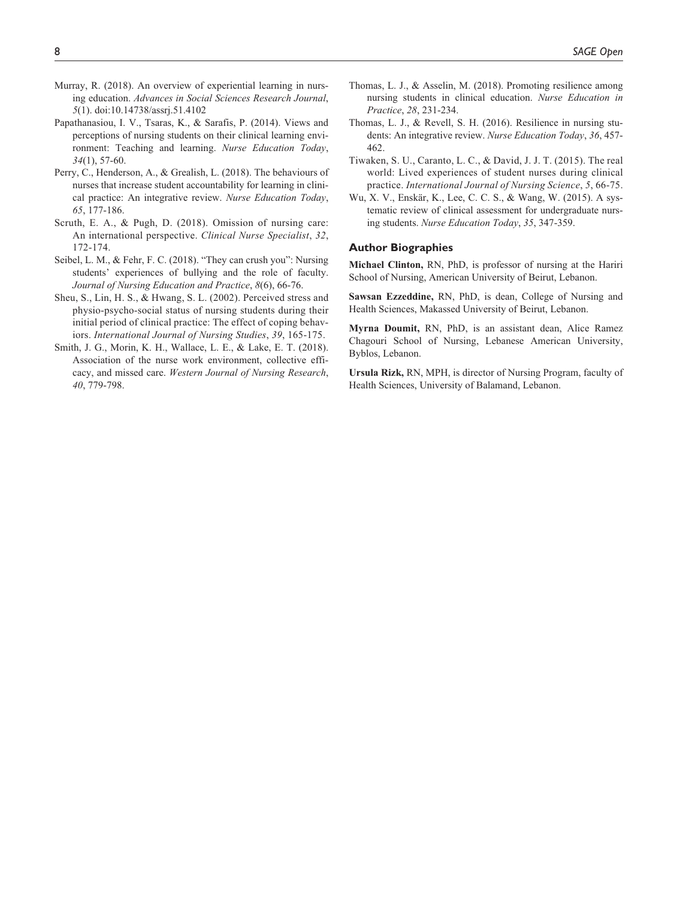Murray, R. (2018). An overview of experiential learning in nursing education. *Advances in Social Sciences Research Journal*, *5*(1). doi:10.14738/assrj.51.4102

Papathanasiou, I. V., Tsaras, K., & Sarafis, P. (2014). Views and perceptions of nursing students on their clinical learning environment: Teaching and learning. *Nurse Education Today*, *34*(1), 57-60.

Perry, C., Henderson, A., & Grealish, L. (2018). The behaviours of nurses that increase student accountability for learning in clinical practice: An integrative review. *Nurse Education Today*, *65*, 177-186.

Scruth, E. A., & Pugh, D. (2018). Omission of nursing care: An international perspective. *Clinical Nurse Specialist*, *32*, 172-174.

Seibel, L. M., & Fehr, F. C. (2018). "They can crush you": Nursing students' experiences of bullying and the role of faculty. *Journal of Nursing Education and Practice*, *8*(6), 66-76.

Sheu, S., Lin, H. S., & Hwang, S. L. (2002). Perceived stress and physio-psycho-social status of nursing students during their initial period of clinical practice: The effect of coping behaviors. *International Journal of Nursing Studies*, *39*, 165-175.

Smith, J. G., Morin, K. H., Wallace, L. E., & Lake, E. T. (2018). Association of the nurse work environment, collective efficacy, and missed care. *Western Journal of Nursing Research*, *40*, 779-798.

Thomas, L. J., & Asselin, M. (2018). Promoting resilience among nursing students in clinical education. *Nurse Education in Practice*, *28*, 231-234.

Thomas, L. J., & Revell, S. H. (2016). Resilience in nursing students: An integrative review. *Nurse Education Today*, *36*, 457-462.

Tiwaken, S. U., Caranto, L. C., & David, J. J. T. (2015). The real world: Lived experiences of student nurses during clinical practice. *International Journal of Nursing Science*, *5*, 66-75.

Wu, X. V., Enskär, K., Lee, C. C. S., & Wang, W. (2015). A systematic review of clinical assessment for undergraduate nursing students. *Nurse Education Today*, *35*, 347-359.

## Author Biographies

**Michael Clinton,** RN, PhD, is professor of nursing at the Hariri School of Nursing, American University of Beirut, Lebanon.

**Sawsan Ezzeddine,** RN, PhD, is dean, College of Nursing and Health Sciences, Makassed University of Beirut, Lebanon.

**Myrna Doumit,** RN, PhD, is an assistant dean, Alice Ramez Chagouri School of Nursing, Lebanese American University, Byblos, Lebanon.

**Ursula Rizk,** RN, MPH, is director of Nursing Program, faculty of Health Sciences, University of Balamand, Lebanon.